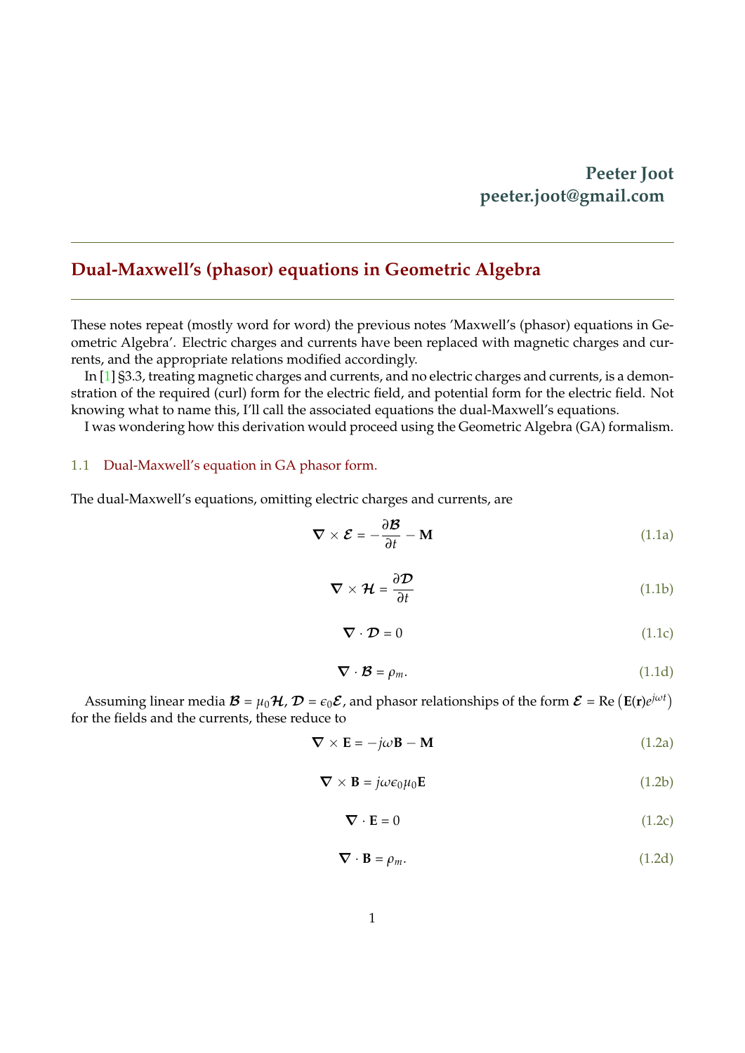**Peeter Joot**
**peeter.joot@gmail.com**

---

# Dual-Maxwell's (phasor) equations in Geometric Algebra

---

These notes repeat (mostly word for word) the previous notes 'Maxwell's (phasor) equations in Geometric Algebra'. Electric charges and currents have been replaced with magnetic charges and currents, and the appropriate relations modified accordingly.

In [1] §3.3, treating magnetic charges and currents, and no electric charges and currents, is a demonstration of the required (curl) form for the electric field, and potential form for the electric field. Not knowing what to name this, I'll call the associated equations the dual-Maxwell's equations.

I was wondering how this derivation would proceed using the Geometric Algebra (GA) formalism.

## 1.1 Dual-Maxwell's equation in GA phasor form.

The dual-Maxwell's equations, omitting electric charges and currents, are

$$\boldsymbol{\nabla} \times \boldsymbol{\mathcal{E}} = -\frac{\partial \boldsymbol{\mathcal{B}}}{\partial t} - \mathbf{M} \tag{1.1a}$$

$$\boldsymbol{\nabla} \times \boldsymbol{\mathcal{H}} = \frac{\partial \boldsymbol{\mathcal{D}}}{\partial t} \tag{1.1b}$$

$$\boldsymbol{\nabla} \cdot \boldsymbol{\mathcal{D}} = 0 \tag{1.1c}$$

$$\boldsymbol{\nabla} \cdot \boldsymbol{\mathcal{B}} = \rho_m. \tag{1.1d}$$

Assuming linear media $\boldsymbol{\mathcal{B}} = \mu_0 \boldsymbol{\mathcal{H}}$, $\boldsymbol{\mathcal{D}} = \epsilon_0 \boldsymbol{\mathcal{E}}$, and phasor relationships of the form $\boldsymbol{\mathcal{E}} = \text{Re}\left(\mathbf{E}(\mathbf{r}) e^{j\omega t}\right)$ for the fields and the currents, these reduce to

$$\boldsymbol{\nabla} \times \mathbf{E} = -j\omega \mathbf{B} - \mathbf{M} \tag{1.2a}$$

$$\boldsymbol{\nabla} \times \mathbf{B} = j\omega \epsilon_0 \mu_0 \mathbf{E} \tag{1.2b}$$

$$\boldsymbol{\nabla} \cdot \mathbf{E} = 0 \tag{1.2c}$$

$$\boldsymbol{\nabla} \cdot \mathbf{B} = \rho_m. \tag{1.2d}$$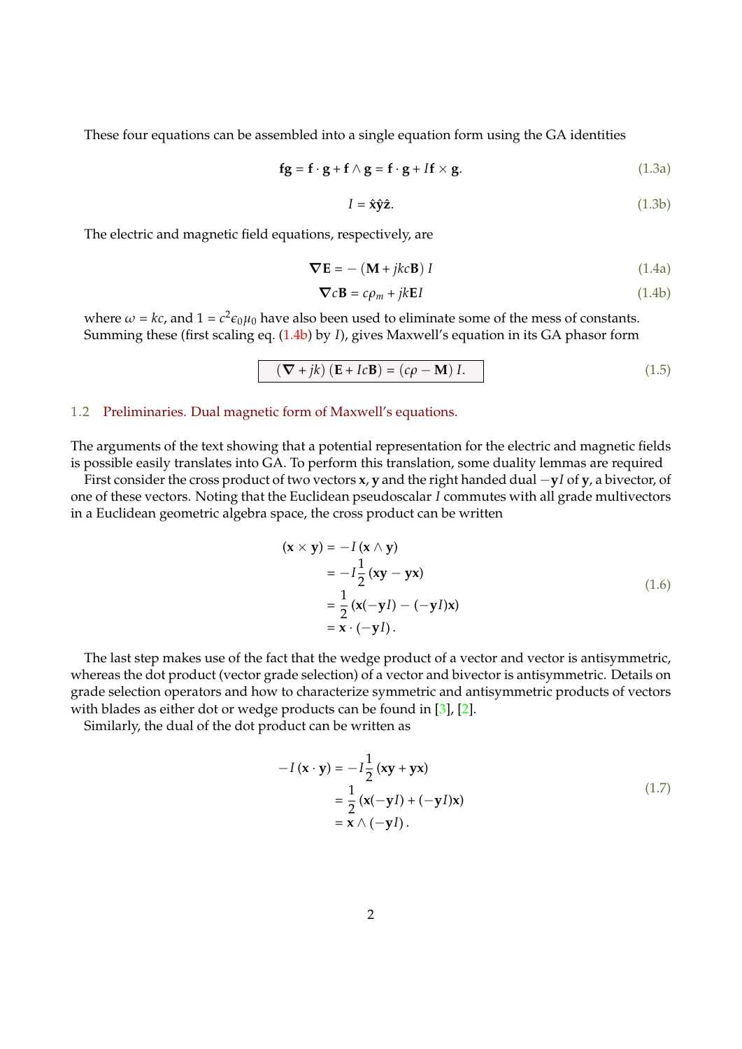These four equations can be assembled into a single equation form using the GA identities

$$\mathbf{f}\mathbf{g} = \mathbf{f} \cdot \mathbf{g} + \mathbf{f} \wedge \mathbf{g} = \mathbf{f} \cdot \mathbf{g} + I\mathbf{f} \times \mathbf{g}. \tag{1.3a}$$

$$I = \hat{\mathbf{x}}\hat{\mathbf{y}}\hat{\mathbf{z}}. \tag{1.3b}$$

The electric and magnetic field equations, respectively, are

$$\boldsymbol{\nabla}\mathbf{E} = -\left(\mathbf{M} + jkc\mathbf{B}\right) I \tag{1.4a}$$

$$\boldsymbol{\nabla} c\mathbf{B} = c\rho_m + jk\mathbf{E}I \tag{1.4b}$$

where $\omega = kc$, and $1 = c^2\epsilon_0\mu_0$ have also been used to eliminate some of the mess of constants. Summing these (first scaling eq. (1.4b) by $I$), gives Maxwell's equation in its GA phasor form

$$\boxed{\left(\boldsymbol{\nabla} + jk\right)\left(\mathbf{E} + Ic\mathbf{B}\right) = \left(c\rho - \mathbf{M}\right) I.} \tag{1.5}$$

## 1.2 Preliminaries. Dual magnetic form of Maxwell's equations.

The arguments of the text showing that a potential representation for the electric and magnetic fields is possible easily translates into GA. To perform this translation, some duality lemmas are required

First consider the cross product of two vectors $\mathbf{x}$, $\mathbf{y}$ and the right handed dual $-\mathbf{y}I$ of $\mathbf{y}$, a bivector, of one of these vectors. Noting that the Euclidean pseudoscalar $I$ commutes with all grade multivectors in a Euclidean geometric algebra space, the cross product can be written

$$\begin{aligned}
(\mathbf{x} \times \mathbf{y}) &= -I\left(\mathbf{x} \wedge \mathbf{y}\right) \\
&= -I\frac{1}{2}\left(\mathbf{x}\mathbf{y} - \mathbf{y}\mathbf{x}\right) \\
&= \frac{1}{2}\left(\mathbf{x}(-\mathbf{y}I) - (-\mathbf{y}I)\mathbf{x}\right) \\
&= \mathbf{x} \cdot \left(-\mathbf{y}I\right).
\end{aligned} \tag{1.6}$$

The last step makes use of the fact that the wedge product of a vector and vector is antisymmetric, whereas the dot product (vector grade selection) of a vector and bivector is antisymmetric. Details on grade selection operators and how to characterize symmetric and antisymmetric products of vectors with blades as either dot or wedge products can be found in [3], [2].

Similarly, the dual of the dot product can be written as

$$\begin{aligned}
-I\left(\mathbf{x} \cdot \mathbf{y}\right) &= -I\frac{1}{2}\left(\mathbf{x}\mathbf{y} + \mathbf{y}\mathbf{x}\right) \\
&= \frac{1}{2}\left(\mathbf{x}(-\mathbf{y}I) + (-\mathbf{y}I)\mathbf{x}\right) \\
&= \mathbf{x} \wedge \left(-\mathbf{y}I\right).
\end{aligned} \tag{1.7}$$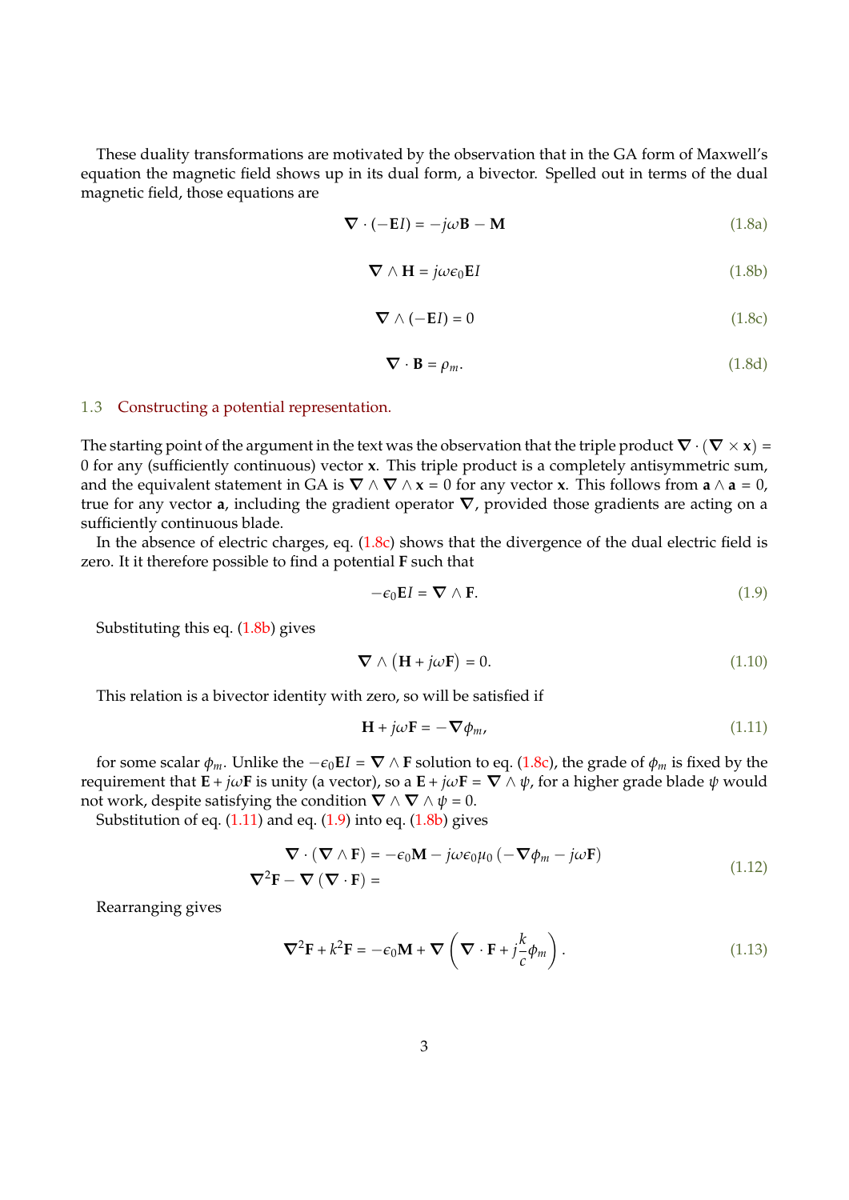These duality transformations are motivated by the observation that in the GA form of Maxwell's equation the magnetic field shows up in its dual form, a bivector. Spelled out in terms of the dual magnetic field, those equations are

$$\boldsymbol{\nabla} \cdot (-\mathbf{E}I) = -j\omega\mathbf{B} - \mathbf{M} \tag{1.8a}$$

$$\boldsymbol{\nabla} \wedge \mathbf{H} = j\omega\epsilon_0\mathbf{E}I \tag{1.8b}$$

$$\boldsymbol{\nabla} \wedge (-\mathbf{E}I) = 0 \tag{1.8c}$$

$$\boldsymbol{\nabla} \cdot \mathbf{B} = \rho_m. \tag{1.8d}$$

## 1.3 Constructing a potential representation.

The starting point of the argument in the text was the observation that the triple product $\boldsymbol{\nabla} \cdot (\boldsymbol{\nabla} \times \mathbf{x}) = 0$ for any (sufficiently continuous) vector $\mathbf{x}$. This triple product is a completely antisymmetric sum, and the equivalent statement in GA is $\boldsymbol{\nabla} \wedge \boldsymbol{\nabla} \wedge \mathbf{x} = 0$ for any vector $\mathbf{x}$. This follows from $\mathbf{a} \wedge \mathbf{a} = 0$, true for any vector $\mathbf{a}$, including the gradient operator $\boldsymbol{\nabla}$, provided those gradients are acting on a sufficiently continuous blade.

In the absence of electric charges, eq. (1.8c) shows that the divergence of the dual electric field is zero. It it therefore possible to find a potential $\mathbf{F}$ such that

$$-\epsilon_0\mathbf{E}I = \boldsymbol{\nabla} \wedge \mathbf{F}. \tag{1.9}$$

Substituting this eq. (1.8b) gives

$$\boldsymbol{\nabla} \wedge \left(\mathbf{H} + j\omega\mathbf{F}\right) = 0. \tag{1.10}$$

This relation is a bivector identity with zero, so will be satisfied if

$$\mathbf{H} + j\omega\mathbf{F} = -\boldsymbol{\nabla}\phi_m, \tag{1.11}$$

for some scalar $\phi_m$. Unlike the $-\epsilon_0\mathbf{E}I = \boldsymbol{\nabla} \wedge \mathbf{F}$ solution to eq. (1.8c), the grade of $\phi_m$ is fixed by the requirement that $\mathbf{E} + j\omega\mathbf{F}$ is unity (a vector), so a $\mathbf{E} + j\omega\mathbf{F} = \boldsymbol{\nabla} \wedge \psi$, for a higher grade blade $\psi$ would not work, despite satisfying the condition $\boldsymbol{\nabla} \wedge \boldsymbol{\nabla} \wedge \psi = 0$.

Substitution of eq. (1.11) and eq. (1.9) into eq. (1.8b) gives

$$\begin{aligned} \boldsymbol{\nabla} \cdot (\boldsymbol{\nabla} \wedge \mathbf{F}) &= -\epsilon_0\mathbf{M} - j\omega\epsilon_0\mu_0\left(-\boldsymbol{\nabla}\phi_m - j\omega\mathbf{F}\right) \\ \boldsymbol{\nabla}^2\mathbf{F} - \boldsymbol{\nabla}\left(\boldsymbol{\nabla} \cdot \mathbf{F}\right) &= \end{aligned} \tag{1.12}$$

Rearranging gives

$$\boldsymbol{\nabla}^2\mathbf{F} + k^2\mathbf{F} = -\epsilon_0\mathbf{M} + \boldsymbol{\nabla}\left(\boldsymbol{\nabla} \cdot \mathbf{F} + j\frac{k}{c}\phi_m\right). \tag{1.13}$$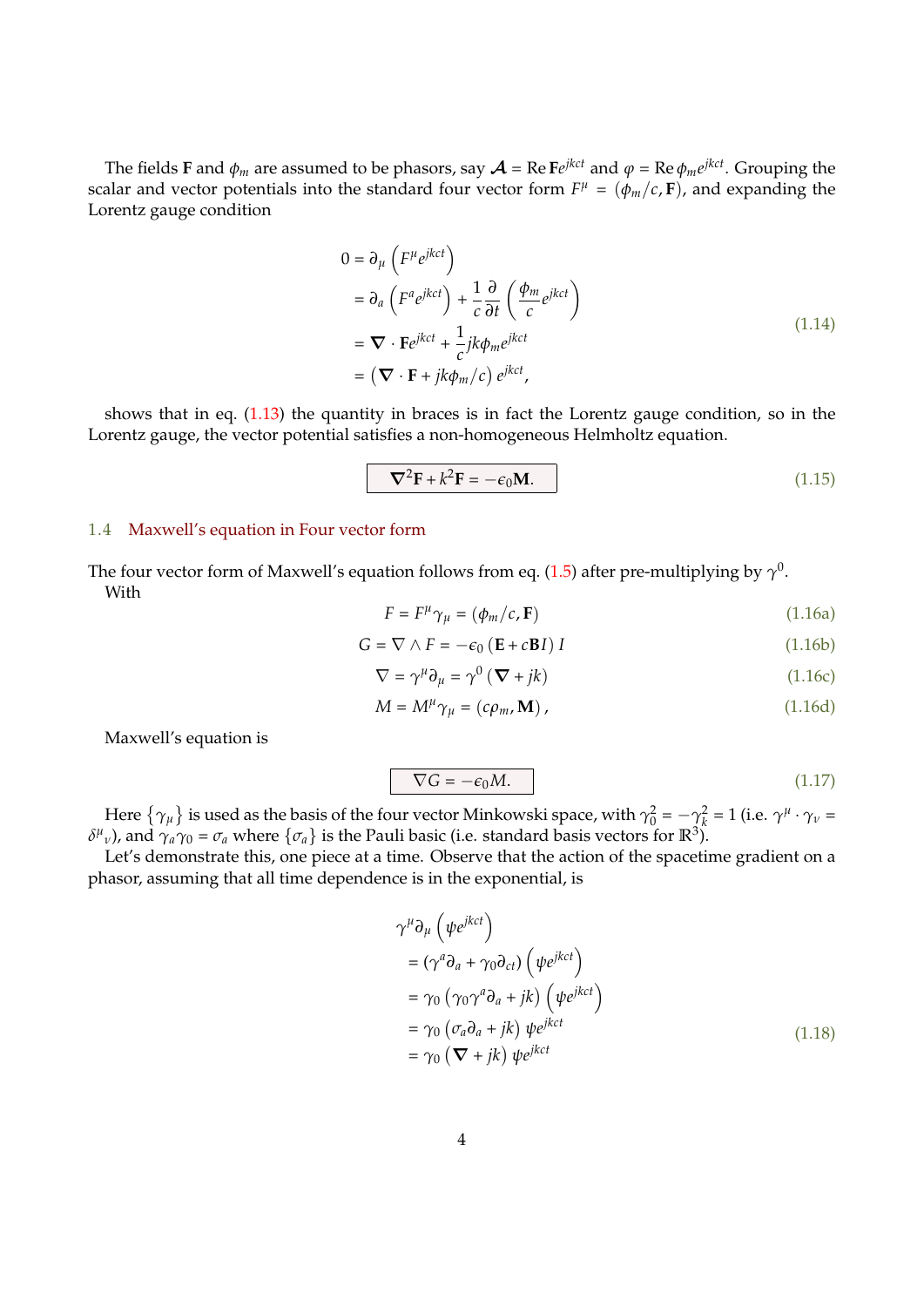The fields $\mathbf{F}$ and $\phi_m$ are assumed to be phasors, say $\boldsymbol{\mathcal{A}} = \text{Re}\,\mathbf{F}e^{jkct}$ and $\varphi = \text{Re}\,\phi_m e^{jkct}$. Grouping the scalar and vector potentials into the standard four vector form $F^\mu = (\phi_m/c, \mathbf{F})$, and expanding the Lorentz gauge condition

$$
\begin{aligned}
0 &= \partial_\mu \left( F^\mu e^{jkct} \right) \\
&= \partial_a \left( F^a e^{jkct} \right) + \frac{1}{c}\frac{\partial}{\partial t} \left( \frac{\phi_m}{c} e^{jkct} \right) \\
&= \boldsymbol{\nabla} \cdot \mathbf{F} e^{jkct} + \frac{1}{c} jk\phi_m e^{jkct} \\
&= \left( \boldsymbol{\nabla} \cdot \mathbf{F} + jk\phi_m/c \right) e^{jkct},
\end{aligned}
\tag{1.14}
$$

shows that in eq. (1.13) the quantity in braces is in fact the Lorentz gauge condition, so in the Lorentz gauge, the vector potential satisfies a non-homogeneous Helmholtz equation.

$$
\boxed{\boldsymbol{\nabla}^2 \mathbf{F} + k^2 \mathbf{F} = -\epsilon_0 \mathbf{M}.}
\tag{1.15}
$$

## 1.4 Maxwell's equation in Four vector form

The four vector form of Maxwell's equation follows from eq. (1.5) after pre-multiplying by $\gamma^0$.
With

$$
F = F^\mu \gamma_\mu = (\phi_m/c, \mathbf{F}) \tag{1.16a}
$$

$$
G = \nabla \wedge F = -\epsilon_0 \left( \mathbf{E} + c\mathbf{B}I \right) I \tag{1.16b}
$$

$$
\nabla = \gamma^\mu \partial_\mu = \gamma^0 \left( \boldsymbol{\nabla} + jk \right) \tag{1.16c}
$$

$$
M = M^\mu \gamma_\mu = (c\rho_m, \mathbf{M}), \tag{1.16d}
$$

Maxwell's equation is

$$
\boxed{\nabla G = -\epsilon_0 M.}
\tag{1.17}
$$

Here $\{\gamma_\mu\}$ is used as the basis of the four vector Minkowski space, with $\gamma_0^2 = -\gamma_k^2 = 1$ (i.e. $\gamma^\mu \cdot \gamma_\nu = {\delta^\mu}_\nu$), and $\gamma_a \gamma_0 = \sigma_a$ where $\{\sigma_a\}$ is the Pauli basic (i.e. standard basis vectors for $\mathbb{R}^3$).

Let's demonstrate this, one piece at a time. Observe that the action of the spacetime gradient on a phasor, assuming that all time dependence is in the exponential, is

$$
\begin{aligned}
&\gamma^\mu \partial_\mu \left( \psi e^{jkct} \right) \\
&= \left( \gamma^a \partial_a + \gamma_0 \partial_{ct} \right) \left( \psi e^{jkct} \right) \\
&= \gamma_0 \left( \gamma_0 \gamma^a \partial_a + jk \right) \left( \psi e^{jkct} \right) \\
&= \gamma_0 \left( \sigma_a \partial_a + jk \right) \psi e^{jkct} \\
&= \gamma_0 \left( \boldsymbol{\nabla} + jk \right) \psi e^{jkct}
\end{aligned}
\tag{1.18}
$$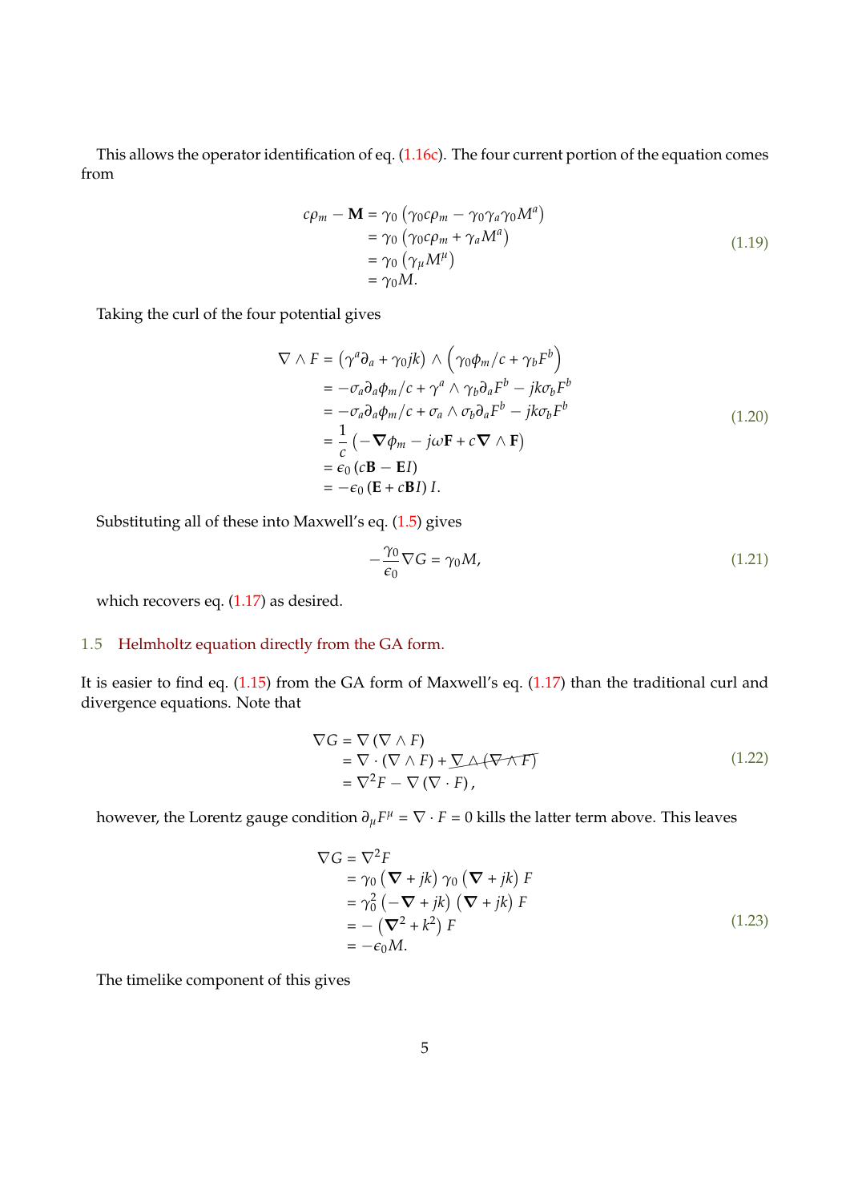This allows the operator identification of eq. (1.16c). The four current portion of the equation comes from

$$
\begin{aligned}
c\rho_m - \mathbf{M} &= \gamma_0 \left( \gamma_0 c\rho_m - \gamma_0 \gamma_a \gamma_0 M^a \right) \\
&= \gamma_0 \left( \gamma_0 c\rho_m + \gamma_a M^a \right) \\
&= \gamma_0 \left( \gamma_\mu M^\mu \right) \\
&= \gamma_0 M.
\end{aligned}
\tag{1.19}
$$

Taking the curl of the four potential gives

$$
\begin{aligned}
\nabla \wedge F &= \left( \gamma^a \partial_a + \gamma_0 jk \right) \wedge \left( \gamma_0 \phi_m / c + \gamma_b F^b \right) \\
&= -\sigma_a \partial_a \phi_m / c + \gamma^a \wedge \gamma_b \partial_a F^b - jk\sigma_b F^b \\
&= -\sigma_a \partial_a \phi_m / c + \sigma_a \wedge \sigma_b \partial_a F^b - jk\sigma_b F^b \\
&= \frac{1}{c} \left( -\boldsymbol{\nabla} \phi_m - j\omega \mathbf{F} + c \boldsymbol{\nabla} \wedge \mathbf{F} \right) \\
&= \epsilon_0 \left( c\mathbf{B} - \mathbf{E} I \right) \\
&= -\epsilon_0 \left( \mathbf{E} + c\mathbf{B} I \right) I.
\end{aligned}
\tag{1.20}
$$

Substituting all of these into Maxwell's eq. (1.5) gives

$$
-\frac{\gamma_0}{\epsilon_0} \nabla G = \gamma_0 M,
\tag{1.21}
$$

which recovers eq. (1.17) as desired.

## 1.5 Helmholtz equation directly from the GA form.

It is easier to find eq. (1.15) from the GA form of Maxwell's eq. (1.17) than the traditional curl and divergence equations. Note that

$$
\begin{aligned}
\nabla G &= \nabla \left( \nabla \wedge F \right) \\
&= \nabla \cdot \left( \nabla \wedge F \right) + \cancel{\nabla \wedge \left( \nabla \wedge F \right)} \\
&= \nabla^2 F - \nabla \left( \nabla \cdot F \right),
\end{aligned}
\tag{1.22}
$$

however, the Lorentz gauge condition $\partial_\mu F^\mu = \nabla \cdot F = 0$ kills the latter term above. This leaves

$$
\begin{aligned}
\nabla G &= \nabla^2 F \\
&= \gamma_0 \left( \boldsymbol{\nabla} + jk \right) \gamma_0 \left( \boldsymbol{\nabla} + jk \right) F \\
&= \gamma_0^2 \left( -\boldsymbol{\nabla} + jk \right) \left( \boldsymbol{\nabla} + jk \right) F \\
&= -\left( \boldsymbol{\nabla}^2 + k^2 \right) F \\
&= -\epsilon_0 M.
\end{aligned}
\tag{1.23}
$$

The timelike component of this gives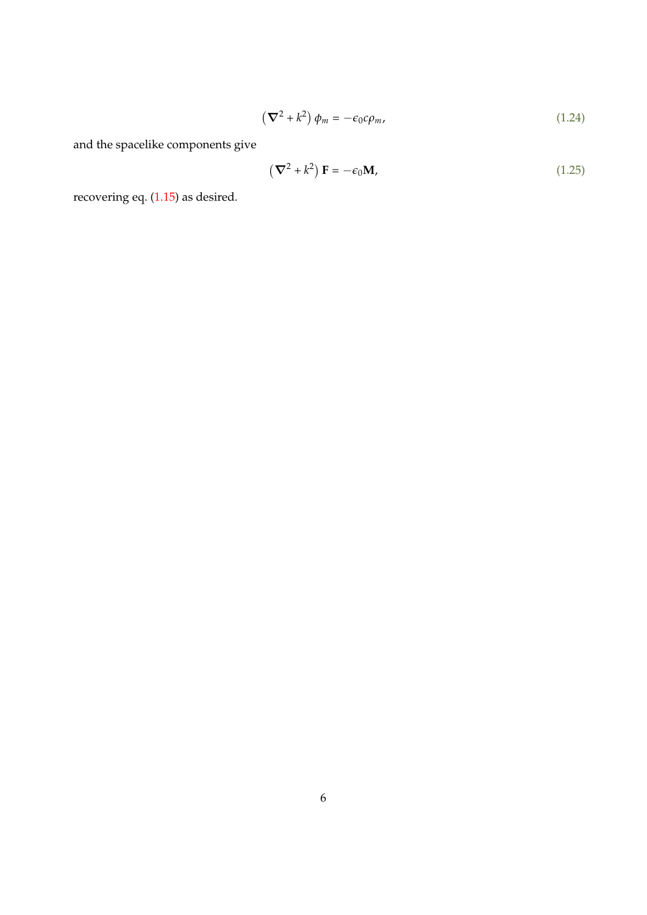$$\left(\nabla^2 + k^2\right)\phi_m = -\epsilon_0 c \rho_m, \tag{1.24}$$

and the spacelike components give

$$\left(\nabla^2 + k^2\right)\mathbf{F} = -\epsilon_0 \mathbf{M}, \tag{1.25}$$

recovering eq. (1.15) as desired.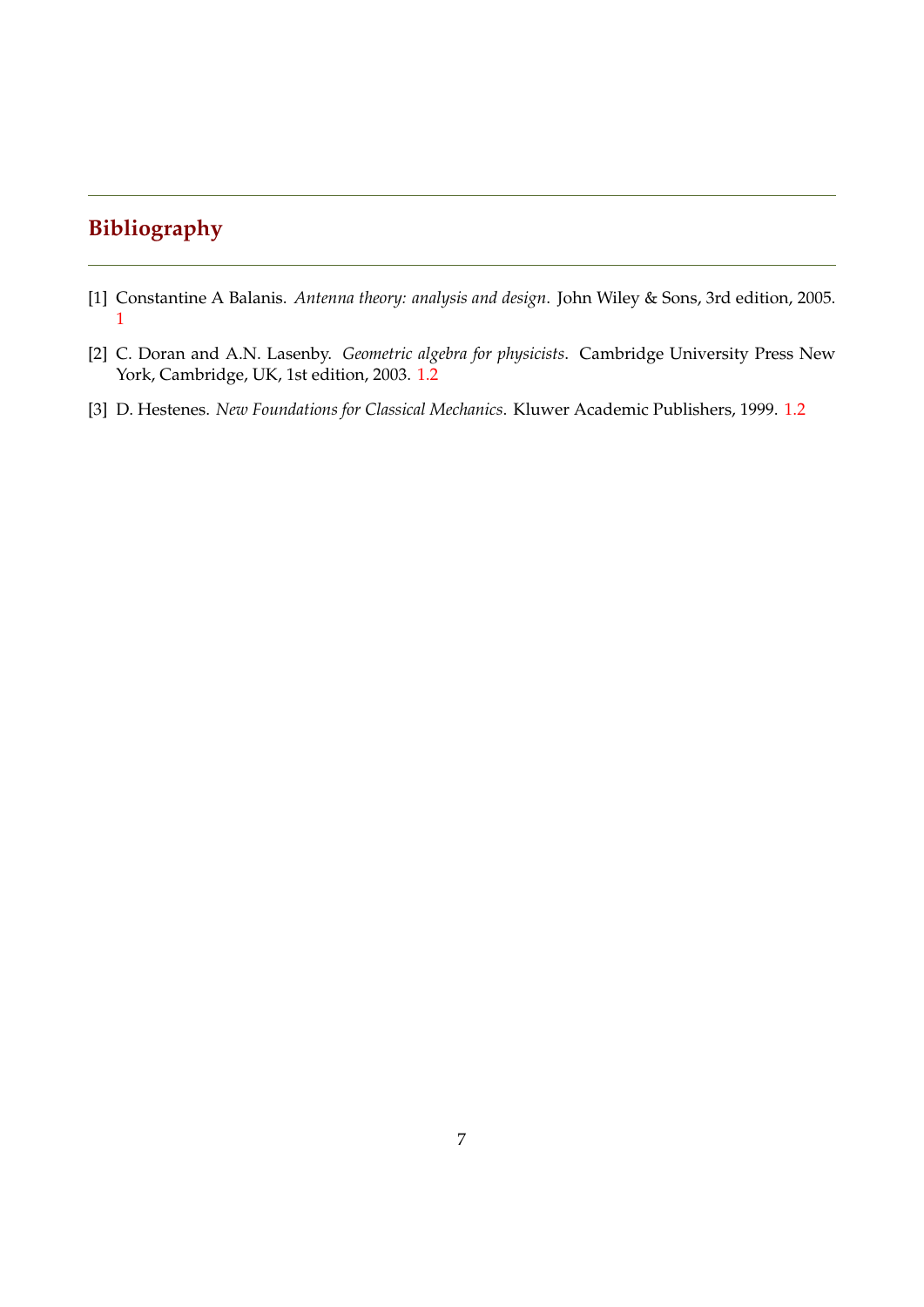# Bibliography

[1] Constantine A Balanis. *Antenna theory: analysis and design*. John Wiley & Sons, 3rd edition, 2005. 1

[2] C. Doran and A.N. Lasenby. *Geometric algebra for physicists*. Cambridge University Press New York, Cambridge, UK, 1st edition, 2003. 1.2

[3] D. Hestenes. *New Foundations for Classical Mechanics*. Kluwer Academic Publishers, 1999. 1.2